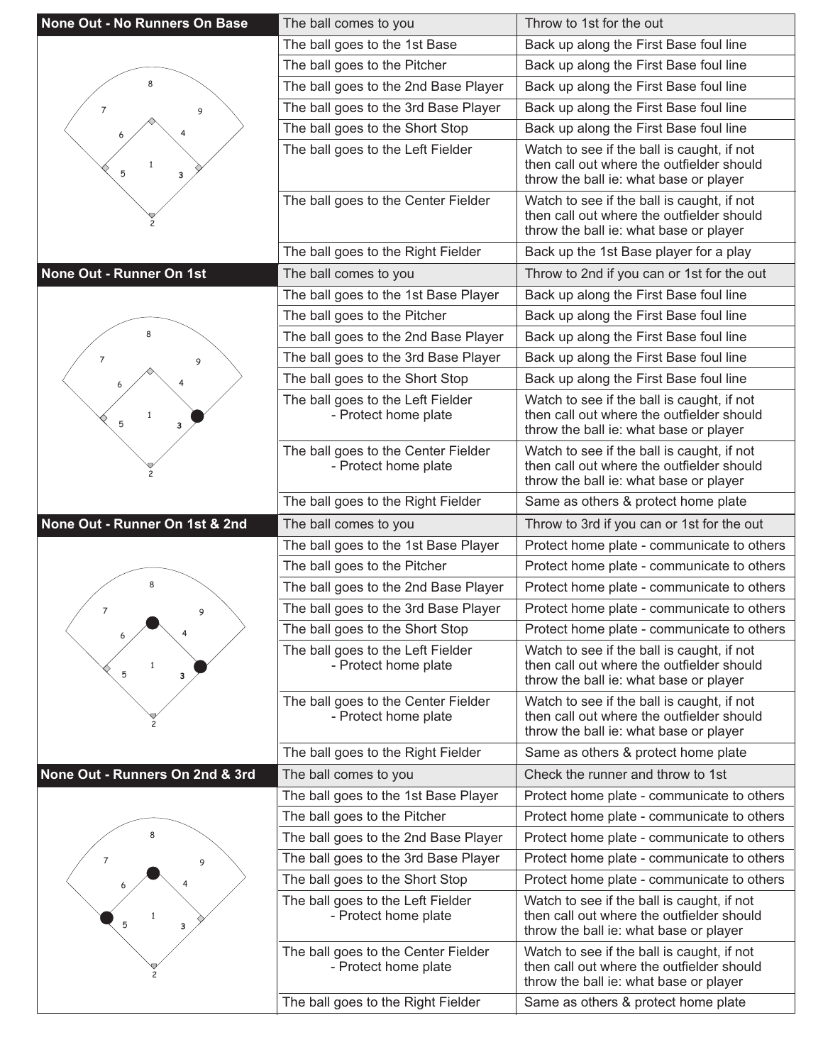## None Out - No Runners On Base

| Situation | Action |
|---|---|
| The ball comes to you | Throw to 1st for the out |
| The ball goes to the 1st Base | Back up along the First Base foul line |
| The ball goes to the Pitcher | Back up along the First Base foul line |
| The ball goes to the 2nd Base Player | Back up along the First Base foul line |
| The ball goes to the 3rd Base Player | Back up along the First Base foul line |
| The ball goes to the Short Stop | Back up along the First Base foul line |
| The ball goes to the Left Fielder | Watch to see if the ball is caught, if not then call out where the outfielder should throw the ball ie: what base or player |
| The ball goes to the Center Fielder | Watch to see if the ball is caught, if not then call out where the outfielder should throw the ball ie: what base or player |
| The ball goes to the Right Fielder | Back up the 1st Base player for a play |

## None Out - Runner On 1st

| Situation | Action |
|---|---|
| The ball comes to you | Throw to 2nd if you can or 1st for the out |
| The ball goes to the 1st Base Player | Back up along the First Base foul line |
| The ball goes to the Pitcher | Back up along the First Base foul line |
| The ball goes to the 2nd Base Player | Back up along the First Base foul line |
| The ball goes to the 3rd Base Player | Back up along the First Base foul line |
| The ball goes to the Short Stop | Back up along the First Base foul line |
| The ball goes to the Left Fielder - Protect home plate | Watch to see if the ball is caught, if not then call out where the outfielder should throw the ball ie: what base or player |
| The ball goes to the Center Fielder - Protect home plate | Watch to see if the ball is caught, if not then call out where the outfielder should throw the ball ie: what base or player |
| The ball goes to the Right Fielder | Same as others & protect home plate |

## None Out - Runner On 1st & 2nd

| Situation | Action |
|---|---|
| The ball comes to you | Throw to 3rd if you can or 1st for the out |
| The ball goes to the 1st Base Player | Protect home plate - communicate to others |
| The ball goes to the Pitcher | Protect home plate - communicate to others |
| The ball goes to the 2nd Base Player | Protect home plate - communicate to others |
| The ball goes to the 3rd Base Player | Protect home plate - communicate to others |
| The ball goes to the Short Stop | Protect home plate - communicate to others |
| The ball goes to the Left Fielder - Protect home plate | Watch to see if the ball is caught, if not then call out where the outfielder should throw the ball ie: what base or player |
| The ball goes to the Center Fielder - Protect home plate | Watch to see if the ball is caught, if not then call out where the outfielder should throw the ball ie: what base or player |
| The ball goes to the Right Fielder | Same as others & protect home plate |

## None Out - Runners On 2nd & 3rd

| Situation | Action |
|---|---|
| The ball comes to you | Check the runner and throw to 1st |
| The ball goes to the 1st Base Player | Protect home plate - communicate to others |
| The ball goes to the Pitcher | Protect home plate - communicate to others |
| The ball goes to the 2nd Base Player | Protect home plate - communicate to others |
| The ball goes to the 3rd Base Player | Protect home plate - communicate to others |
| The ball goes to the Short Stop | Protect home plate - communicate to others |
| The ball goes to the Left Fielder - Protect home plate | Watch to see if the ball is caught, if not then call out where the outfielder should throw the ball ie: what base or player |
| The ball goes to the Center Fielder - Protect home plate | Watch to see if the ball is caught, if not then call out where the outfielder should throw the ball ie: what base or player |
| The ball goes to the Right Fielder | Same as others & protect home plate |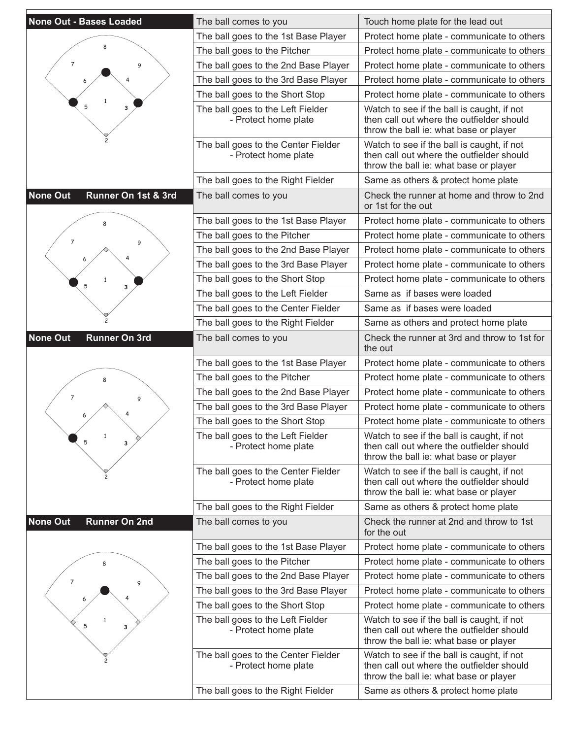| None Out - Bases Loaded | The ball comes to you | Touch home plate for the lead out |
|---|---|---|
| | The ball goes to the 1st Base Player | Protect home plate - communicate to others |
| | The ball goes to the Pitcher | Protect home plate - communicate to others |
| | The ball goes to the 2nd Base Player | Protect home plate - communicate to others |
| | The ball goes to the 3rd Base Player | Protect home plate - communicate to others |
| | The ball goes to the Short Stop | Protect home plate - communicate to others |
| | The ball goes to the Left Fielder - Protect home plate | Watch to see if the ball is caught, if not then call out where the outfielder should throw the ball ie: what base or player |
| | The ball goes to the Center Fielder - Protect home plate | Watch to see if the ball is caught, if not then call out where the outfielder should throw the ball ie: what base or player |
| | The ball goes to the Right Fielder | Same as others & protect home plate |

| None Out Runner On 1st & 3rd | The ball comes to you | Check the runner at home and throw to 2nd or 1st for the out |
|---|---|---|
| | The ball goes to the 1st Base Player | Protect home plate - communicate to others |
| | The ball goes to the Pitcher | Protect home plate - communicate to others |
| | The ball goes to the 2nd Base Player | Protect home plate - communicate to others |
| | The ball goes to the 3rd Base Player | Protect home plate - communicate to others |
| | The ball goes to the Short Stop | Protect home plate - communicate to others |
| | The ball goes to the Left Fielder | Same as if bases were loaded |
| | The ball goes to the Center Fielder | Same as if bases were loaded |
| | The ball goes to the Right Fielder | Same as others and protect home plate |

| None Out Runner On 3rd | The ball comes to you | Check the runner at 3rd and throw to 1st for the out |
|---|---|---|
| | The ball goes to the 1st Base Player | Protect home plate - communicate to others |
| | The ball goes to the Pitcher | Protect home plate - communicate to others |
| | The ball goes to the 2nd Base Player | Protect home plate - communicate to others |
| | The ball goes to the 3rd Base Player | Protect home plate - communicate to others |
| | The ball goes to the Short Stop | Protect home plate - communicate to others |
| | The ball goes to the Left Fielder - Protect home plate | Watch to see if the ball is caught, if not then call out where the outfielder should throw the ball ie: what base or player |
| | The ball goes to the Center Fielder - Protect home plate | Watch to see if the ball is caught, if not then call out where the outfielder should throw the ball ie: what base or player |
| | The ball goes to the Right Fielder | Same as others & protect home plate |

| None Out Runner On 2nd | The ball comes to you | Check the runner at 2nd and throw to 1st for the out |
|---|---|---|
| | The ball goes to the 1st Base Player | Protect home plate - communicate to others |
| | The ball goes to the Pitcher | Protect home plate - communicate to others |
| | The ball goes to the 2nd Base Player | Protect home plate - communicate to others |
| | The ball goes to the 3rd Base Player | Protect home plate - communicate to others |
| | The ball goes to the Short Stop | Protect home plate - communicate to others |
| | The ball goes to the Left Fielder - Protect home plate | Watch to see if the ball is caught, if not then call out where the outfielder should throw the ball ie: what base or player |
| | The ball goes to the Center Fielder - Protect home plate | Watch to see if the ball is caught, if not then call out where the outfielder should throw the ball ie: what base or player |
| | The ball goes to the Right Fielder | Same as others & protect home plate |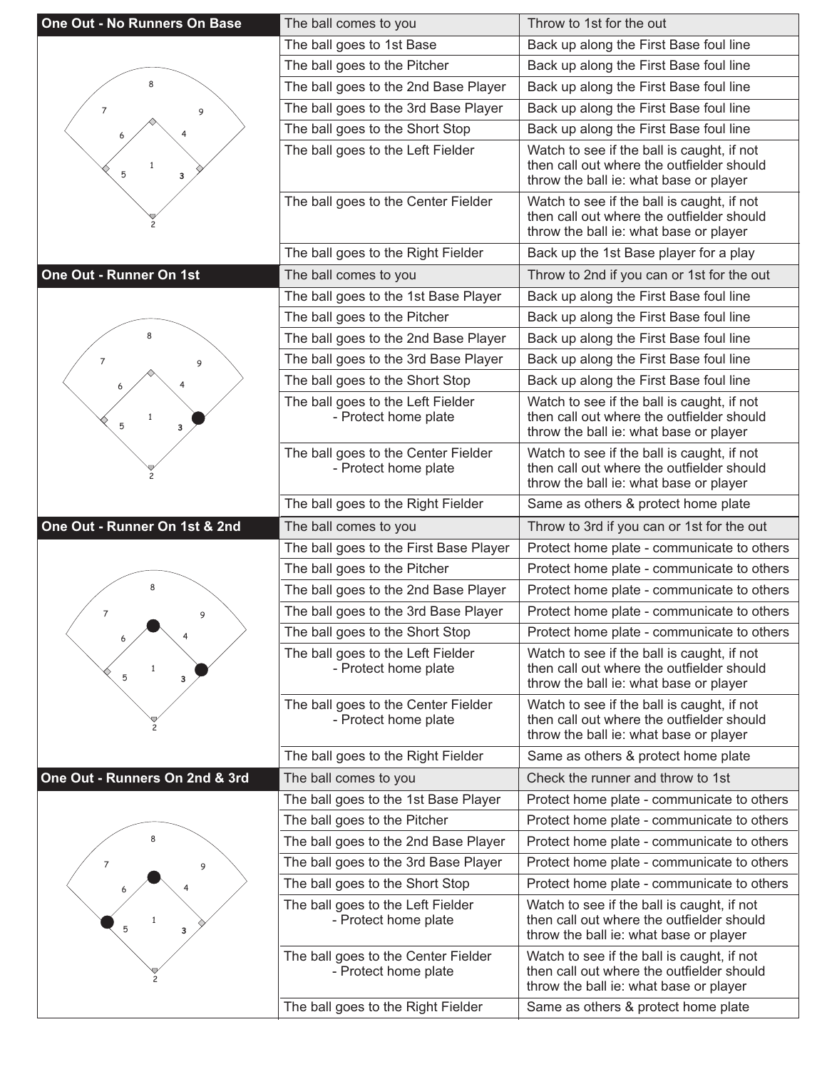| One Out - No Runners On Base | | |
|---|---|---|
| | The ball comes to you | Throw to 1st for the out |
| | The ball goes to 1st Base | Back up along the First Base foul line |
| | The ball goes to the Pitcher | Back up along the First Base foul line |
| | The ball goes to the 2nd Base Player | Back up along the First Base foul line |
| | The ball goes to the 3rd Base Player | Back up along the First Base foul line |
| | The ball goes to the Short Stop | Back up along the First Base foul line |
| | The ball goes to the Left Fielder | Watch to see if the ball is caught, if not then call out where the outfielder should throw the ball ie: what base or player |
| | The ball goes to the Center Fielder | Watch to see if the ball is caught, if not then call out where the outfielder should throw the ball ie: what base or player |
| | The ball goes to the Right Fielder | Back up the 1st Base player for a play |

| One Out - Runner On 1st | | |
|---|---|---|
| | The ball comes to you | Throw to 2nd if you can or 1st for the out |
| | The ball goes to the 1st Base Player | Back up along the First Base foul line |
| | The ball goes to the Pitcher | Back up along the First Base foul line |
| | The ball goes to the 2nd Base Player | Back up along the First Base foul line |
| | The ball goes to the 3rd Base Player | Back up along the First Base foul line |
| | The ball goes to the Short Stop | Back up along the First Base foul line |
| | The ball goes to the Left Fielder - Protect home plate | Watch to see if the ball is caught, if not then call out where the outfielder should throw the ball ie: what base or player |
| | The ball goes to the Center Fielder - Protect home plate | Watch to see if the ball is caught, if not then call out where the outfielder should throw the ball ie: what base or player |
| | The ball goes to the Right Fielder | Same as others & protect home plate |

| One Out - Runner On 1st & 2nd | | |
|---|---|---|
| | The ball comes to you | Throw to 3rd if you can or 1st for the out |
| | The ball goes to the First Base Player | Protect home plate - communicate to others |
| | The ball goes to the Pitcher | Protect home plate - communicate to others |
| | The ball goes to the 2nd Base Player | Protect home plate - communicate to others |
| | The ball goes to the 3rd Base Player | Protect home plate - communicate to others |
| | The ball goes to the Short Stop | Protect home plate - communicate to others |
| | The ball goes to the Left Fielder - Protect home plate | Watch to see if the ball is caught, if not then call out where the outfielder should throw the ball ie: what base or player |
| | The ball goes to the Center Fielder - Protect home plate | Watch to see if the ball is caught, if not then call out where the outfielder should throw the ball ie: what base or player |
| | The ball goes to the Right Fielder | Same as others & protect home plate |

| One Out - Runners On 2nd & 3rd | | |
|---|---|---|
| | The ball comes to you | Check the runner and throw to 1st |
| | The ball goes to the 1st Base Player | Protect home plate - communicate to others |
| | The ball goes to the Pitcher | Protect home plate - communicate to others |
| | The ball goes to the 2nd Base Player | Protect home plate - communicate to others |
| | The ball goes to the 3rd Base Player | Protect home plate - communicate to others |
| | The ball goes to the Short Stop | Protect home plate - communicate to others |
| | The ball goes to the Left Fielder - Protect home plate | Watch to see if the ball is caught, if not then call out where the outfielder should throw the ball ie: what base or player |
| | The ball goes to the Center Fielder - Protect home plate | Watch to see if the ball is caught, if not then call out where the outfielder should throw the ball ie: what base or player |
| | The ball goes to the Right Fielder | Same as others & protect home plate |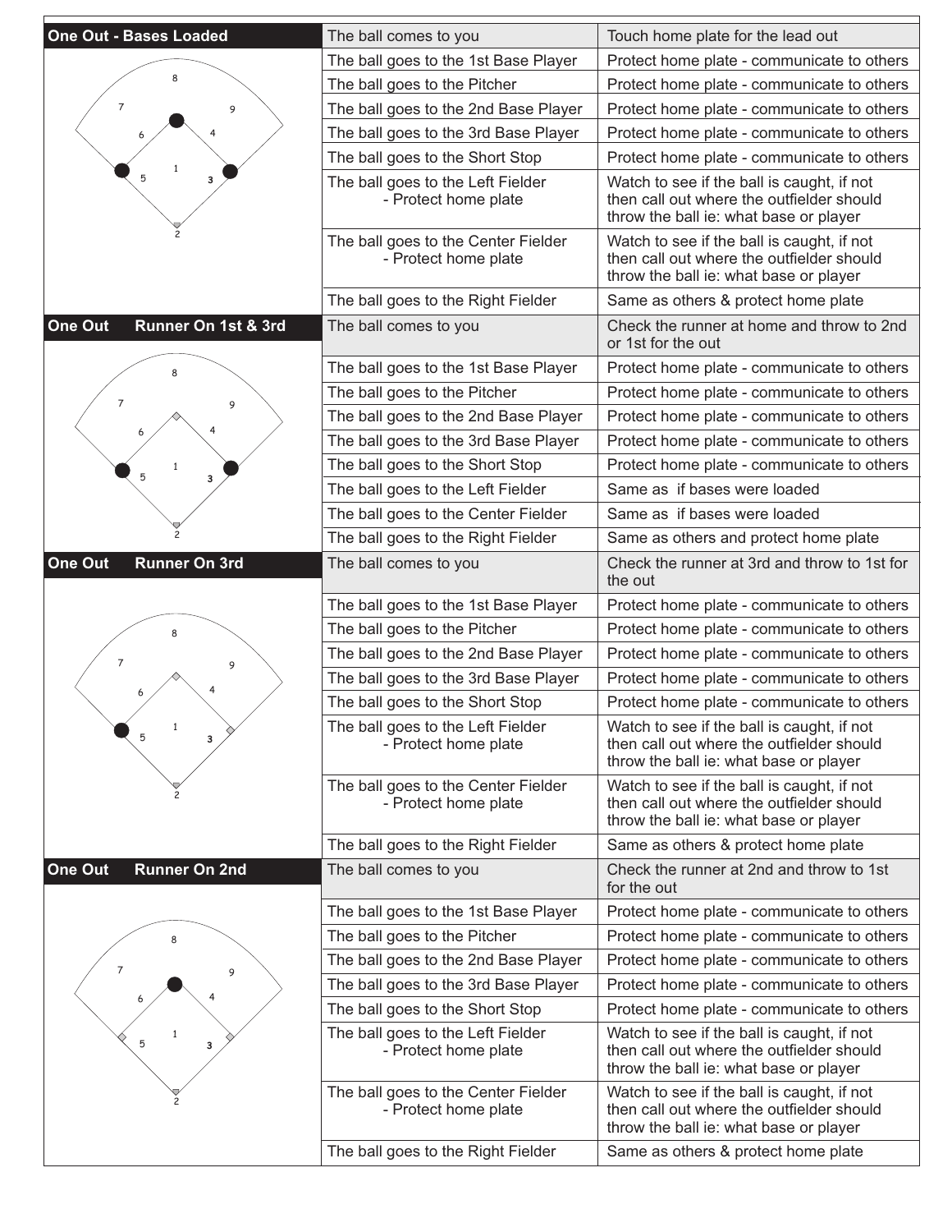| One Out - Bases Loaded | | |
|---|---|---|
| | The ball comes to you | Touch home plate for the lead out |
| | The ball goes to the 1st Base Player | Protect home plate - communicate to others |
| | The ball goes to the Pitcher | Protect home plate - communicate to others |
| | The ball goes to the 2nd Base Player | Protect home plate - communicate to others |
| | The ball goes to the 3rd Base Player | Protect home plate - communicate to others |
| | The ball goes to the Short Stop | Protect home plate - communicate to others |
| | The ball goes to the Left Fielder - Protect home plate | Watch to see if the ball is caught, if not then call out where the outfielder should throw the ball ie: what base or player |
| | The ball goes to the Center Fielder - Protect home plate | Watch to see if the ball is caught, if not then call out where the outfielder should throw the ball ie: what base or player |
| | The ball goes to the Right Fielder | Same as others & protect home plate |

| One Out Runner On 1st & 3rd | | |
|---|---|---|
| | The ball comes to you | Check the runner at home and throw to 2nd or 1st for the out |
| | The ball goes to the 1st Base Player | Protect home plate - communicate to others |
| | The ball goes to the Pitcher | Protect home plate - communicate to others |
| | The ball goes to the 2nd Base Player | Protect home plate - communicate to others |
| | The ball goes to the 3rd Base Player | Protect home plate - communicate to others |
| | The ball goes to the Short Stop | Protect home plate - communicate to others |
| | The ball goes to the Left Fielder | Same as if bases were loaded |
| | The ball goes to the Center Fielder | Same as if bases were loaded |
| | The ball goes to the Right Fielder | Same as others and protect home plate |

| One Out Runner On 3rd | | |
|---|---|---|
| | The ball comes to you | Check the runner at 3rd and throw to 1st for the out |
| | The ball goes to the 1st Base Player | Protect home plate - communicate to others |
| | The ball goes to the Pitcher | Protect home plate - communicate to others |
| | The ball goes to the 2nd Base Player | Protect home plate - communicate to others |
| | The ball goes to the 3rd Base Player | Protect home plate - communicate to others |
| | The ball goes to the Short Stop | Protect home plate - communicate to others |
| | The ball goes to the Left Fielder - Protect home plate | Watch to see if the ball is caught, if not then call out where the outfielder should throw the ball ie: what base or player |
| | The ball goes to the Center Fielder - Protect home plate | Watch to see if the ball is caught, if not then call out where the outfielder should throw the ball ie: what base or player |
| | The ball goes to the Right Fielder | Same as others & protect home plate |

| One Out Runner On 2nd | | |
|---|---|---|
| | The ball comes to you | Check the runner at 2nd and throw to 1st for the out |
| | The ball goes to the 1st Base Player | Protect home plate - communicate to others |
| | The ball goes to the Pitcher | Protect home plate - communicate to others |
| | The ball goes to the 2nd Base Player | Protect home plate - communicate to others |
| | The ball goes to the 3rd Base Player | Protect home plate - communicate to others |
| | The ball goes to the Short Stop | Protect home plate - communicate to others |
| | The ball goes to the Left Fielder - Protect home plate | Watch to see if the ball is caught, if not then call out where the outfielder should throw the ball ie: what base or player |
| | The ball goes to the Center Fielder - Protect home plate | Watch to see if the ball is caught, if not then call out where the outfielder should throw the ball ie: what base or player |
| | The ball goes to the Right Fielder | Same as others & protect home plate |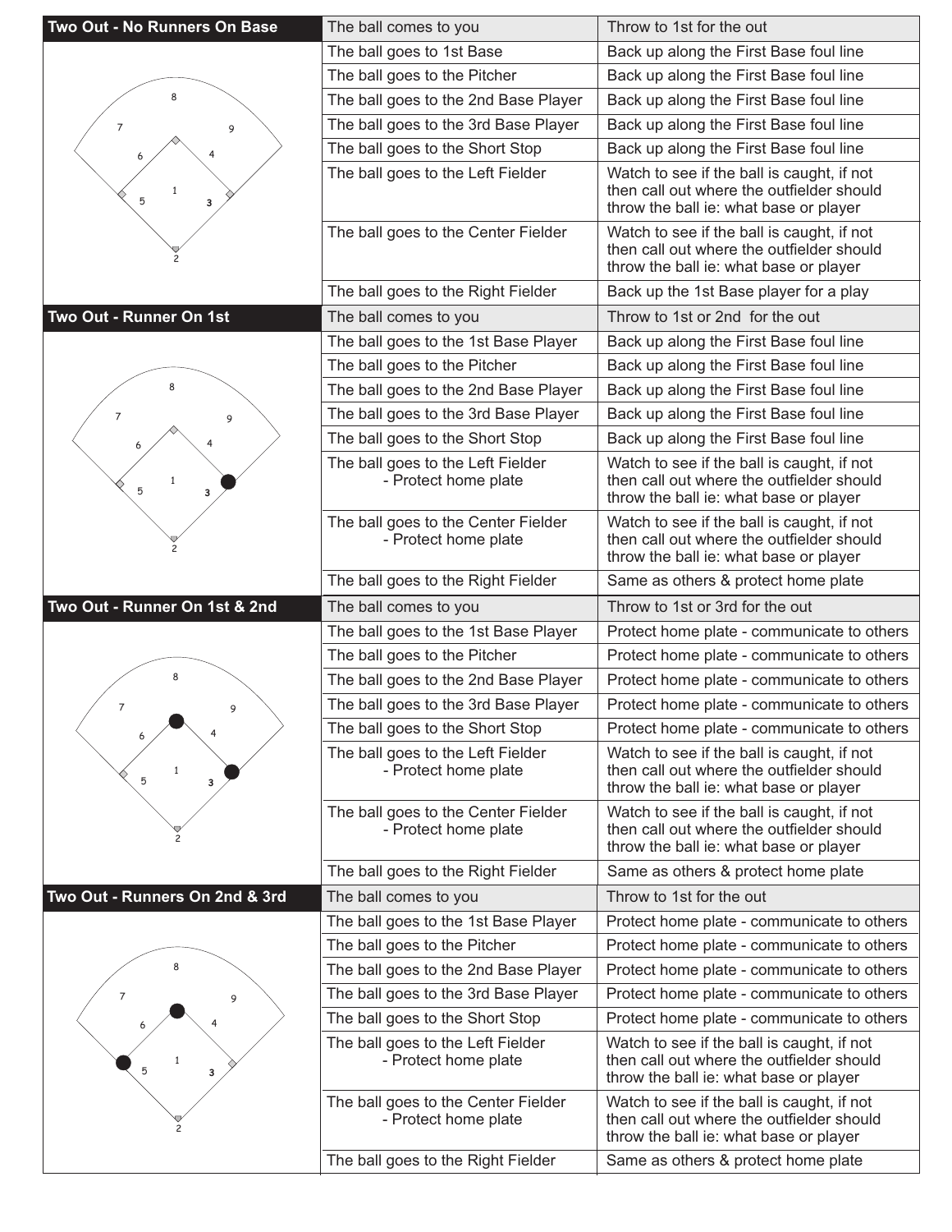| Two Out - No Runners On Base | | |
|---|---|---|
| | The ball comes to you | Throw to 1st for the out |
| | The ball goes to 1st Base | Back up along the First Base foul line |
| | The ball goes to the Pitcher | Back up along the First Base foul line |
| | The ball goes to the 2nd Base Player | Back up along the First Base foul line |
| | The ball goes to the 3rd Base Player | Back up along the First Base foul line |
| | The ball goes to the Short Stop | Back up along the First Base foul line |
| | The ball goes to the Left Fielder | Watch to see if the ball is caught, if not then call out where the outfielder should throw the ball ie: what base or player |
| | The ball goes to the Center Fielder | Watch to see if the ball is caught, if not then call out where the outfielder should throw the ball ie: what base or player |
| | The ball goes to the Right Fielder | Back up the 1st Base player for a play |

| Two Out - Runner On 1st | | |
|---|---|---|
| | The ball comes to you | Throw to 1st or 2nd for the out |
| | The ball goes to the 1st Base Player | Back up along the First Base foul line |
| | The ball goes to the Pitcher | Back up along the First Base foul line |
| | The ball goes to the 2nd Base Player | Back up along the First Base foul line |
| | The ball goes to the 3rd Base Player | Back up along the First Base foul line |
| | The ball goes to the Short Stop | Back up along the First Base foul line |
| | The ball goes to the Left Fielder - Protect home plate | Watch to see if the ball is caught, if not then call out where the outfielder should throw the ball ie: what base or player |
| | The ball goes to the Center Fielder - Protect home plate | Watch to see if the ball is caught, if not then call out where the outfielder should throw the ball ie: what base or player |
| | The ball goes to the Right Fielder | Same as others & protect home plate |

| Two Out - Runner On 1st & 2nd | | |
|---|---|---|
| | The ball comes to you | Throw to 1st or 3rd for the out |
| | The ball goes to the 1st Base Player | Protect home plate - communicate to others |
| | The ball goes to the Pitcher | Protect home plate - communicate to others |
| | The ball goes to the 2nd Base Player | Protect home plate - communicate to others |
| | The ball goes to the 3rd Base Player | Protect home plate - communicate to others |
| | The ball goes to the Short Stop | Protect home plate - communicate to others |
| | The ball goes to the Left Fielder - Protect home plate | Watch to see if the ball is caught, if not then call out where the outfielder should throw the ball ie: what base or player |
| | The ball goes to the Center Fielder - Protect home plate | Watch to see if the ball is caught, if not then call out where the outfielder should throw the ball ie: what base or player |
| | The ball goes to the Right Fielder | Same as others & protect home plate |

| Two Out - Runners On 2nd & 3rd | | |
|---|---|---|
| | The ball comes to you | Throw to 1st for the out |
| | The ball goes to the 1st Base Player | Protect home plate - communicate to others |
| | The ball goes to the Pitcher | Protect home plate - communicate to others |
| | The ball goes to the 2nd Base Player | Protect home plate - communicate to others |
| | The ball goes to the 3rd Base Player | Protect home plate - communicate to others |
| | The ball goes to the Short Stop | Protect home plate - communicate to others |
| | The ball goes to the Left Fielder - Protect home plate | Watch to see if the ball is caught, if not then call out where the outfielder should throw the ball ie: what base or player |
| | The ball goes to the Center Fielder - Protect home plate | Watch to see if the ball is caught, if not then call out where the outfielder should throw the ball ie: what base or player |
| | The ball goes to the Right Fielder | Same as others & protect home plate |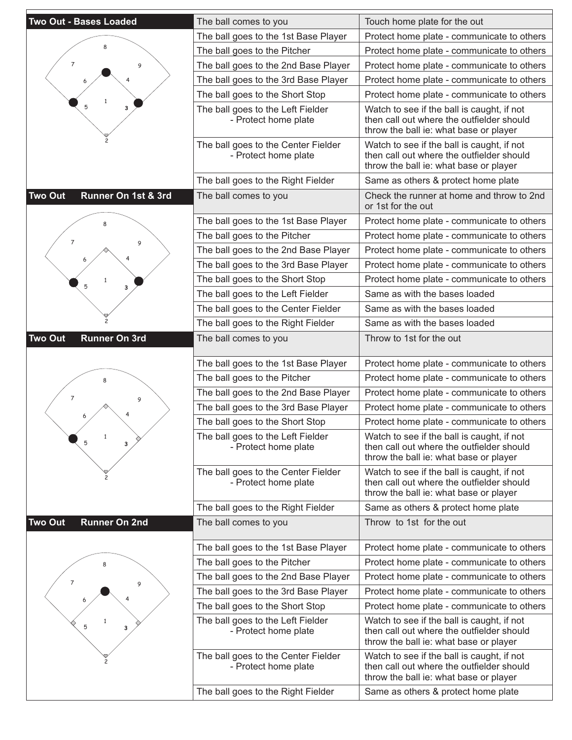## Two Out - Bases Loaded

8
7 9
6 4
1
5 3
2

| | |
|---|---|
| The ball comes to you | Touch home plate for the out |
| The ball goes to the 1st Base Player | Protect home plate - communicate to others |
| The ball goes to the Pitcher | Protect home plate - communicate to others |
| The ball goes to the 2nd Base Player | Protect home plate - communicate to others |
| The ball goes to the 3rd Base Player | Protect home plate - communicate to others |
| The ball goes to the Short Stop | Protect home plate - communicate to others |
| The ball goes to the Left Fielder - Protect home plate | Watch to see if the ball is caught, if not then call out where the outfielder should throw the ball ie: what base or player |
| The ball goes to the Center Fielder - Protect home plate | Watch to see if the ball is caught, if not then call out where the outfielder should throw the ball ie: what base or player |
| The ball goes to the Right Fielder | Same as others & protect home plate |

## Two Out Runner On 1st & 3rd

8
7 9
6 4
1
5 3
2

| | |
|---|---|
| The ball comes to you | Check the runner at home and throw to 2nd or 1st for the out |
| The ball goes to the 1st Base Player | Protect home plate - communicate to others |
| The ball goes to the Pitcher | Protect home plate - communicate to others |
| The ball goes to the 2nd Base Player | Protect home plate - communicate to others |
| The ball goes to the 3rd Base Player | Protect home plate - communicate to others |
| The ball goes to the Short Stop | Protect home plate - communicate to others |
| The ball goes to the Left Fielder | Same as with the bases loaded |
| The ball goes to the Center Fielder | Same as with the bases loaded |
| The ball goes to the Right Fielder | Same as with the bases loaded |

## Two Out Runner On 3rd

8
7 9
6 4
1
5 3
2

| | |
|---|---|
| The ball comes to you | Throw to 1st for the out |
| The ball goes to the 1st Base Player | Protect home plate - communicate to others |
| The ball goes to the Pitcher | Protect home plate - communicate to others |
| The ball goes to the 2nd Base Player | Protect home plate - communicate to others |
| The ball goes to the 3rd Base Player | Protect home plate - communicate to others |
| The ball goes to the Short Stop | Protect home plate - communicate to others |
| The ball goes to the Left Fielder - Protect home plate | Watch to see if the ball is caught, if not then call out where the outfielder should throw the ball ie: what base or player |
| The ball goes to the Center Fielder - Protect home plate | Watch to see if the ball is caught, if not then call out where the outfielder should throw the ball ie: what base or player |
| The ball goes to the Right Fielder | Same as others & protect home plate |

## Two Out Runner On 2nd

8
7 9
6 4
1
5 3
2

| | |
|---|---|
| The ball comes to you | Throw to 1st for the out |
| The ball goes to the 1st Base Player | Protect home plate - communicate to others |
| The ball goes to the Pitcher | Protect home plate - communicate to others |
| The ball goes to the 2nd Base Player | Protect home plate - communicate to others |
| The ball goes to the 3rd Base Player | Protect home plate - communicate to others |
| The ball goes to the Short Stop | Protect home plate - communicate to others |
| The ball goes to the Left Fielder - Protect home plate | Watch to see if the ball is caught, if not then call out where the outfielder should throw the ball ie: what base or player |
| The ball goes to the Center Fielder - Protect home plate | Watch to see if the ball is caught, if not then call out where the outfielder should throw the ball ie: what base or player |
| The ball goes to the Right Fielder | Same as others & protect home plate |